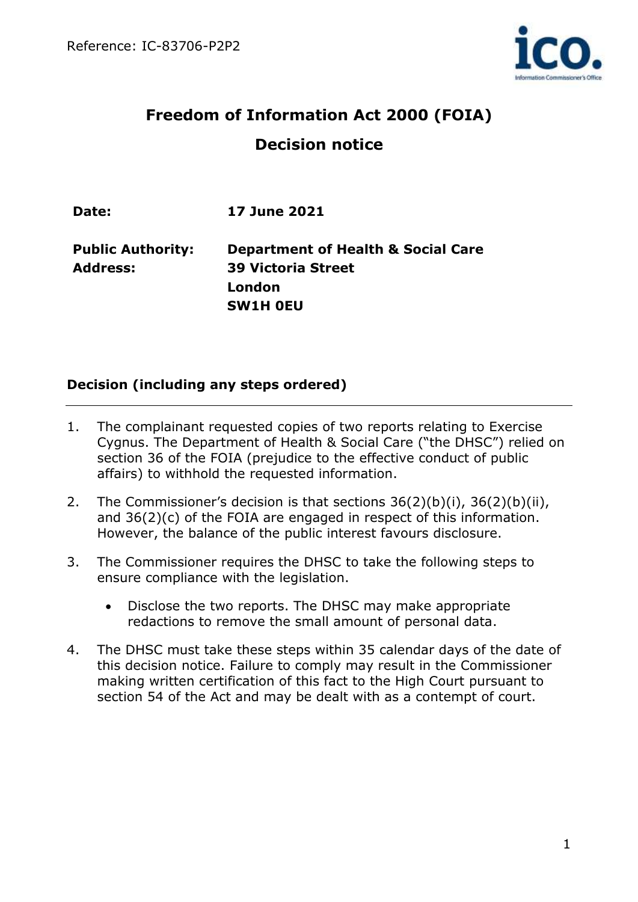Reference: IC-83706-P2P2

# Freedom of Information Act 2000 (FOIA)

# Decision notice

| | |
|---|---|
| **Date:** | **17 June 2021** |
| **Public Authority:** | **Department of Health & Social Care** |
| **Address:** | **39 Victoria Street** |
| | **London** |
| | **SW1H 0EU** |

## Decision (including any steps ordered)

1. The complainant requested copies of two reports relating to Exercise Cygnus. The Department of Health & Social Care ("the DHSC") relied on section 36 of the FOIA (prejudice to the effective conduct of public affairs) to withhold the requested information.

2. The Commissioner's decision is that sections 36(2)(b)(i), 36(2)(b)(ii), and 36(2)(c) of the FOIA are engaged in respect of this information. However, the balance of the public interest favours disclosure.

3. The Commissioner requires the DHSC to take the following steps to ensure compliance with the legislation.

   - Disclose the two reports. The DHSC may make appropriate redactions to remove the small amount of personal data.

4. The DHSC must take these steps within 35 calendar days of the date of this decision notice. Failure to comply may result in the Commissioner making written certification of this fact to the High Court pursuant to section 54 of the Act and may be dealt with as a contempt of court.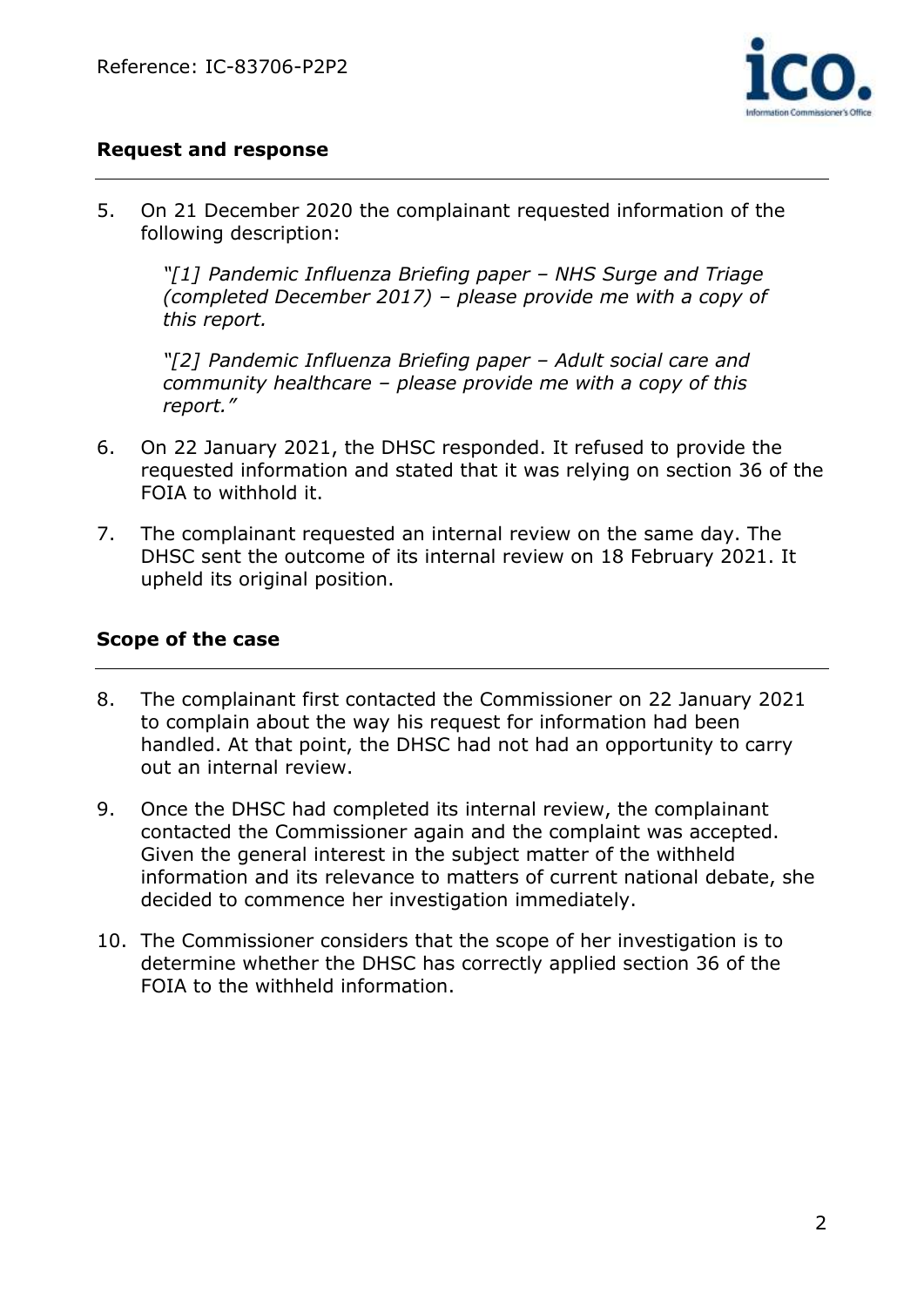## Request and response

5. On 21 December 2020 the complainant requested information of the following description:

   *"[1] Pandemic Influenza Briefing paper – NHS Surge and Triage (completed December 2017) – please provide me with a copy of this report.*

   *"[2] Pandemic Influenza Briefing paper – Adult social care and community healthcare – please provide me with a copy of this report."*

6. On 22 January 2021, the DHSC responded. It refused to provide the requested information and stated that it was relying on section 36 of the FOIA to withhold it.

7. The complainant requested an internal review on the same day. The DHSC sent the outcome of its internal review on 18 February 2021. It upheld its original position.

## Scope of the case

8. The complainant first contacted the Commissioner on 22 January 2021 to complain about the way his request for information had been handled. At that point, the DHSC had not had an opportunity to carry out an internal review.

9. Once the DHSC had completed its internal review, the complainant contacted the Commissioner again and the complaint was accepted. Given the general interest in the subject matter of the withheld information and its relevance to matters of current national debate, she decided to commence her investigation immediately.

10. The Commissioner considers that the scope of her investigation is to determine whether the DHSC has correctly applied section 36 of the FOIA to the withheld information.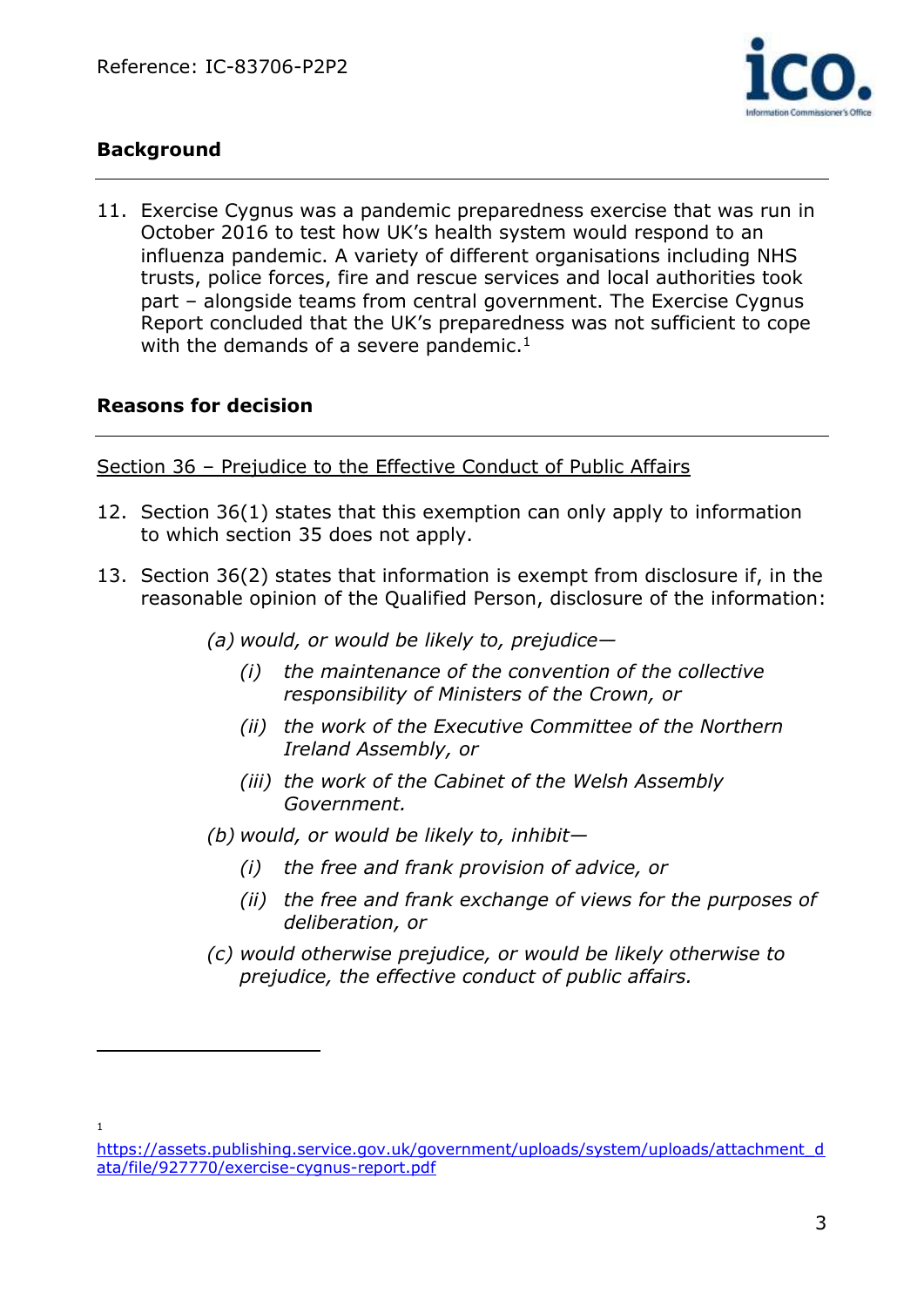## Background

11. Exercise Cygnus was a pandemic preparedness exercise that was run in October 2016 to test how UK's health system would respond to an influenza pandemic. A variety of different organisations including NHS trusts, police forces, fire and rescue services and local authorities took part – alongside teams from central government. The Exercise Cygnus Report concluded that the UK's preparedness was not sufficient to cope with the demands of a severe pandemic.[1]

## Reasons for decision

<u>Section 36 – Prejudice to the Effective Conduct of Public Affairs</u>

12. Section 36(1) states that this exemption can only apply to information to which section 35 does not apply.

13. Section 36(2) states that information is exempt from disclosure if, in the reasonable opinion of the Qualified Person, disclosure of the information:

> *(a) would, or would be likely to, prejudice—*
>
> > *(i) the maintenance of the convention of the collective responsibility of Ministers of the Crown, or*
> >
> > *(ii) the work of the Executive Committee of the Northern Ireland Assembly, or*
> >
> > *(iii) the work of the Cabinet of the Welsh Assembly Government.*
>
> *(b) would, or would be likely to, inhibit—*
>
> > *(i) the free and frank provision of advice, or*
> >
> > *(ii) the free and frank exchange of views for the purposes of deliberation, or*
>
> *(c) would otherwise prejudice, or would be likely otherwise to prejudice, the effective conduct of public affairs.*

---

[1] https://assets.publishing.service.gov.uk/government/uploads/system/uploads/attachment_data/file/927770/exercise-cygnus-report.pdf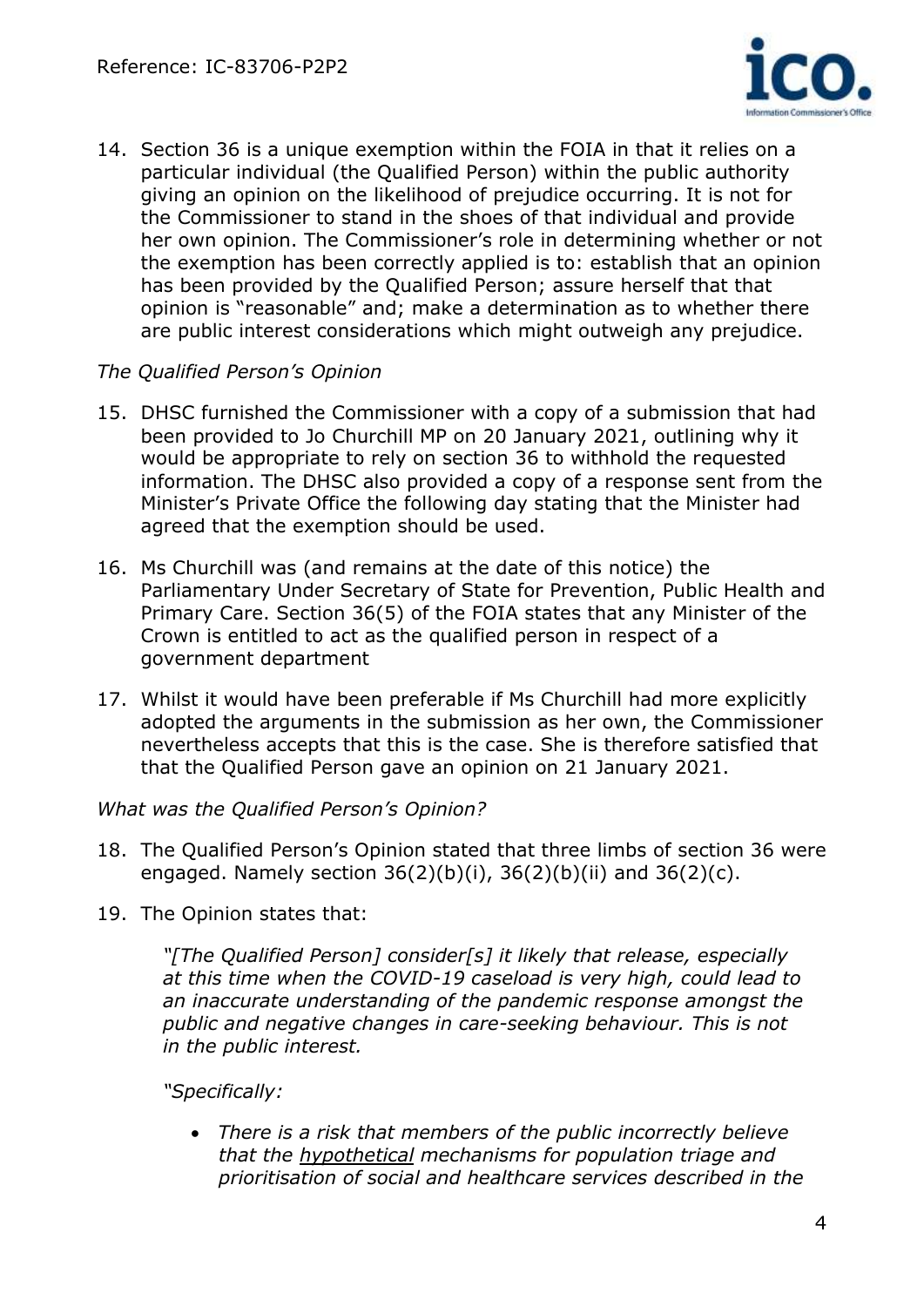14. Section 36 is a unique exemption within the FOIA in that it relies on a particular individual (the Qualified Person) within the public authority giving an opinion on the likelihood of prejudice occurring. It is not for the Commissioner to stand in the shoes of that individual and provide her own opinion. The Commissioner's role in determining whether or not the exemption has been correctly applied is to: establish that an opinion has been provided by the Qualified Person; assure herself that that opinion is "reasonable" and; make a determination as to whether there are public interest considerations which might outweigh any prejudice.

*The Qualified Person's Opinion*

15. DHSC furnished the Commissioner with a copy of a submission that had been provided to Jo Churchill MP on 20 January 2021, outlining why it would be appropriate to rely on section 36 to withhold the requested information. The DHSC also provided a copy of a response sent from the Minister's Private Office the following day stating that the Minister had agreed that the exemption should be used.

16. Ms Churchill was (and remains at the date of this notice) the Parliamentary Under Secretary of State for Prevention, Public Health and Primary Care. Section 36(5) of the FOIA states that any Minister of the Crown is entitled to act as the qualified person in respect of a government department

17. Whilst it would have been preferable if Ms Churchill had more explicitly adopted the arguments in the submission as her own, the Commissioner nevertheless accepts that this is the case. She is therefore satisfied that that the Qualified Person gave an opinion on 21 January 2021.

*What was the Qualified Person's Opinion?*

18. The Qualified Person's Opinion stated that three limbs of section 36 were engaged. Namely section 36(2)(b)(i), 36(2)(b)(ii) and 36(2)(c).

19. The Opinion states that:

    *"[The Qualified Person] consider[s] it likely that release, especially at this time when the COVID-19 caseload is very high, could lead to an inaccurate understanding of the pandemic response amongst the public and negative changes in care-seeking behaviour. This is not in the public interest.*

    *"Specifically:*

    - *There is a risk that members of the public incorrectly believe that the <u>hypothetical</u> mechanisms for population triage and prioritisation of social and healthcare services described in the*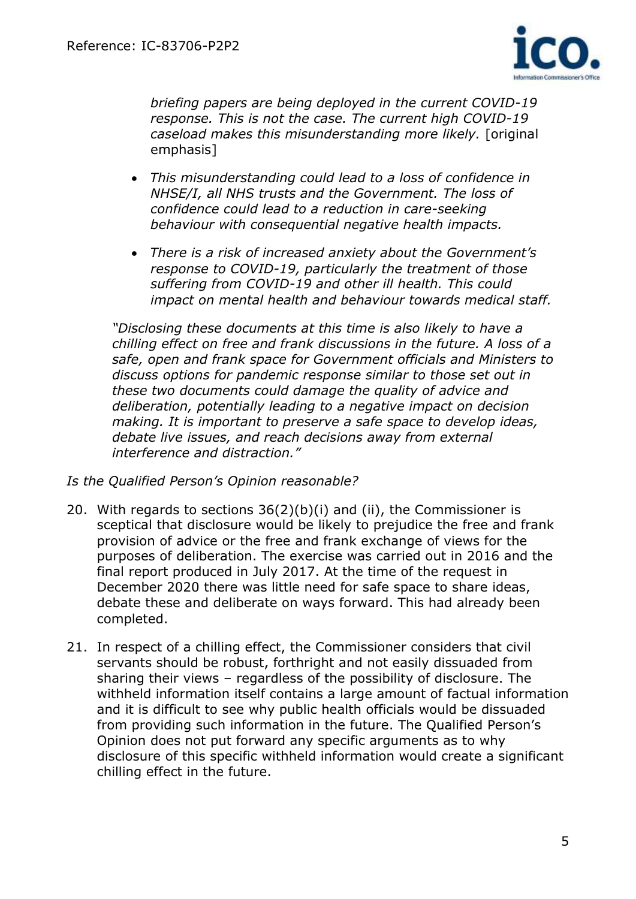*briefing papers are being deployed in the current COVID-19 response. This is not the case. The current high COVID-19 caseload makes this misunderstanding more likely.* [original emphasis]

- *This misunderstanding could lead to a loss of confidence in NHSE/I, all NHS trusts and the Government. The loss of confidence could lead to a reduction in care-seeking behaviour with consequential negative health impacts.*
- *There is a risk of increased anxiety about the Government's response to COVID-19, particularly the treatment of those suffering from COVID-19 and other ill health. This could impact on mental health and behaviour towards medical staff.*

*"Disclosing these documents at this time is also likely to have a chilling effect on free and frank discussions in the future. A loss of a safe, open and frank space for Government officials and Ministers to discuss options for pandemic response similar to those set out in these two documents could damage the quality of advice and deliberation, potentially leading to a negative impact on decision making. It is important to preserve a safe space to develop ideas, debate live issues, and reach decisions away from external interference and distraction."*

*Is the Qualified Person's Opinion reasonable?*

20. With regards to sections 36(2)(b)(i) and (ii), the Commissioner is sceptical that disclosure would be likely to prejudice the free and frank provision of advice or the free and frank exchange of views for the purposes of deliberation. The exercise was carried out in 2016 and the final report produced in July 2017. At the time of the request in December 2020 there was little need for safe space to share ideas, debate these and deliberate on ways forward. This had already been completed.

21. In respect of a chilling effect, the Commissioner considers that civil servants should be robust, forthright and not easily dissuaded from sharing their views – regardless of the possibility of disclosure. The withheld information itself contains a large amount of factual information and it is difficult to see why public health officials would be dissuaded from providing such information in the future. The Qualified Person's Opinion does not put forward any specific arguments as to why disclosure of this specific withheld information would create a significant chilling effect in the future.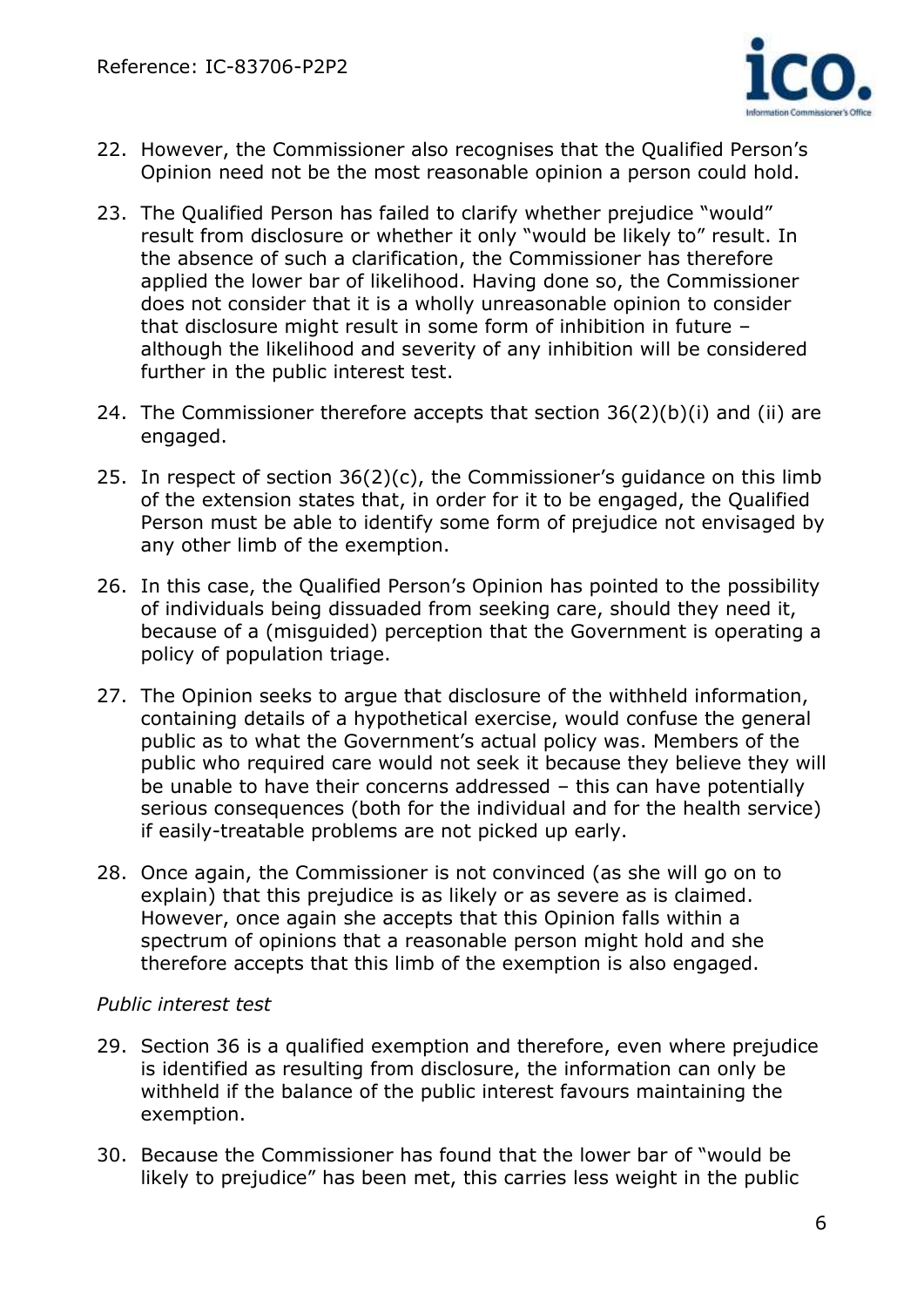22. However, the Commissioner also recognises that the Qualified Person's Opinion need not be the most reasonable opinion a person could hold.

23. The Qualified Person has failed to clarify whether prejudice "would" result from disclosure or whether it only "would be likely to" result. In the absence of such a clarification, the Commissioner has therefore applied the lower bar of likelihood. Having done so, the Commissioner does not consider that it is a wholly unreasonable opinion to consider that disclosure might result in some form of inhibition in future – although the likelihood and severity of any inhibition will be considered further in the public interest test.

24. The Commissioner therefore accepts that section 36(2)(b)(i) and (ii) are engaged.

25. In respect of section 36(2)(c), the Commissioner's guidance on this limb of the extension states that, in order for it to be engaged, the Qualified Person must be able to identify some form of prejudice not envisaged by any other limb of the exemption.

26. In this case, the Qualified Person's Opinion has pointed to the possibility of individuals being dissuaded from seeking care, should they need it, because of a (misguided) perception that the Government is operating a policy of population triage.

27. The Opinion seeks to argue that disclosure of the withheld information, containing details of a hypothetical exercise, would confuse the general public as to what the Government's actual policy was. Members of the public who required care would not seek it because they believe they will be unable to have their concerns addressed – this can have potentially serious consequences (both for the individual and for the health service) if easily-treatable problems are not picked up early.

28. Once again, the Commissioner is not convinced (as she will go on to explain) that this prejudice is as likely or as severe as is claimed. However, once again she accepts that this Opinion falls within a spectrum of opinions that a reasonable person might hold and she therefore accepts that this limb of the exemption is also engaged.

*Public interest test*

29. Section 36 is a qualified exemption and therefore, even where prejudice is identified as resulting from disclosure, the information can only be withheld if the balance of the public interest favours maintaining the exemption.

30. Because the Commissioner has found that the lower bar of "would be likely to prejudice" has been met, this carries less weight in the public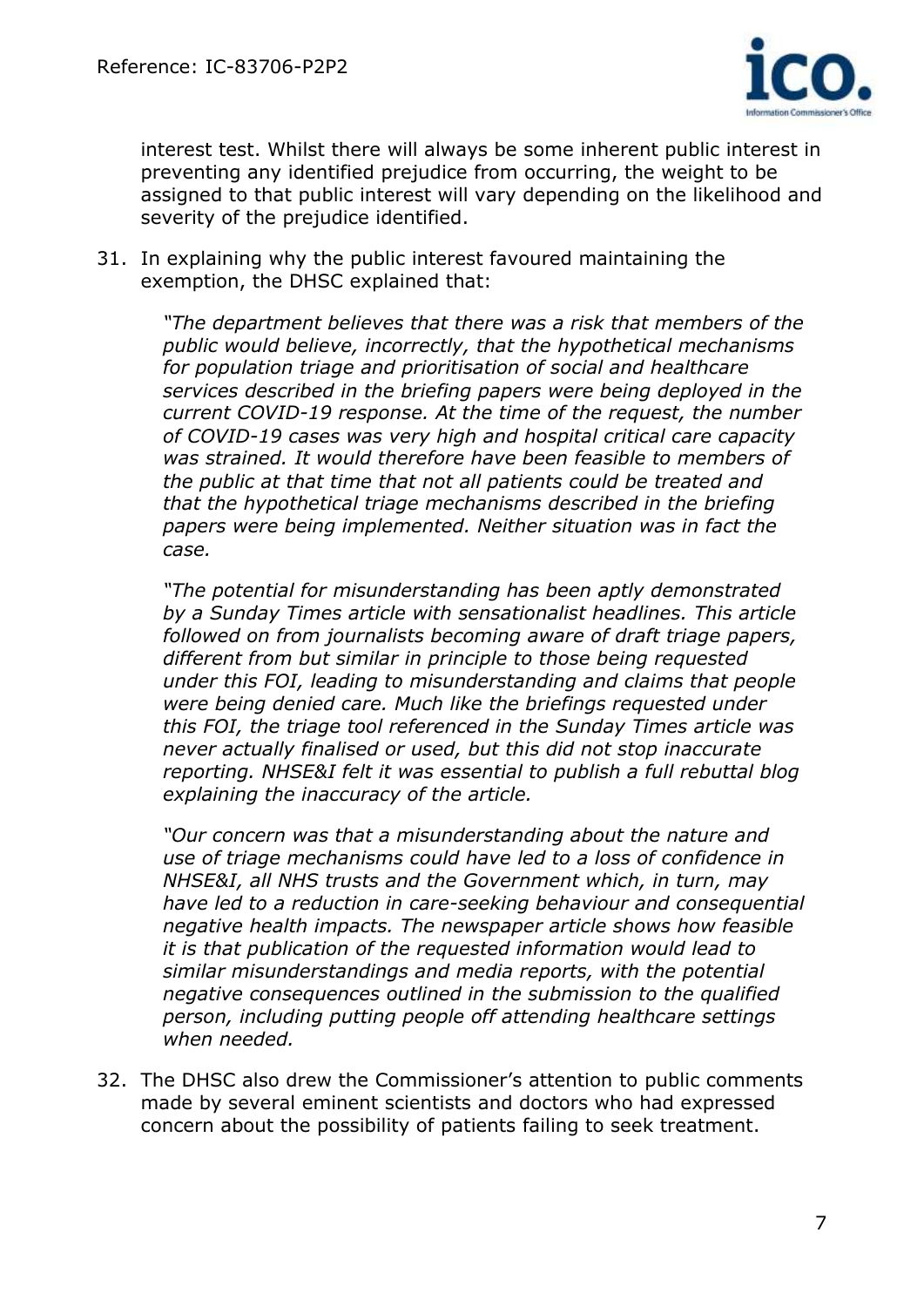interest test. Whilst there will always be some inherent public interest in preventing any identified prejudice from occurring, the weight to be assigned to that public interest will vary depending on the likelihood and severity of the prejudice identified.

31. In explaining why the public interest favoured maintaining the exemption, the DHSC explained that:

> *"The department believes that there was a risk that members of the public would believe, incorrectly, that the hypothetical mechanisms for population triage and prioritisation of social and healthcare services described in the briefing papers were being deployed in the current COVID-19 response. At the time of the request, the number of COVID-19 cases was very high and hospital critical care capacity was strained. It would therefore have been feasible to members of the public at that time that not all patients could be treated and that the hypothetical triage mechanisms described in the briefing papers were being implemented. Neither situation was in fact the case.*
>
> *"The potential for misunderstanding has been aptly demonstrated by a Sunday Times article with sensationalist headlines. This article followed on from journalists becoming aware of draft triage papers, different from but similar in principle to those being requested under this FOI, leading to misunderstanding and claims that people were being denied care. Much like the briefings requested under this FOI, the triage tool referenced in the Sunday Times article was never actually finalised or used, but this did not stop inaccurate reporting. NHSE&I felt it was essential to publish a full rebuttal blog explaining the inaccuracy of the article.*
>
> *"Our concern was that a misunderstanding about the nature and use of triage mechanisms could have led to a loss of confidence in NHSE&I, all NHS trusts and the Government which, in turn, may have led to a reduction in care-seeking behaviour and consequential negative health impacts. The newspaper article shows how feasible it is that publication of the requested information would lead to similar misunderstandings and media reports, with the potential negative consequences outlined in the submission to the qualified person, including putting people off attending healthcare settings when needed.*

32. The DHSC also drew the Commissioner's attention to public comments made by several eminent scientists and doctors who had expressed concern about the possibility of patients failing to seek treatment.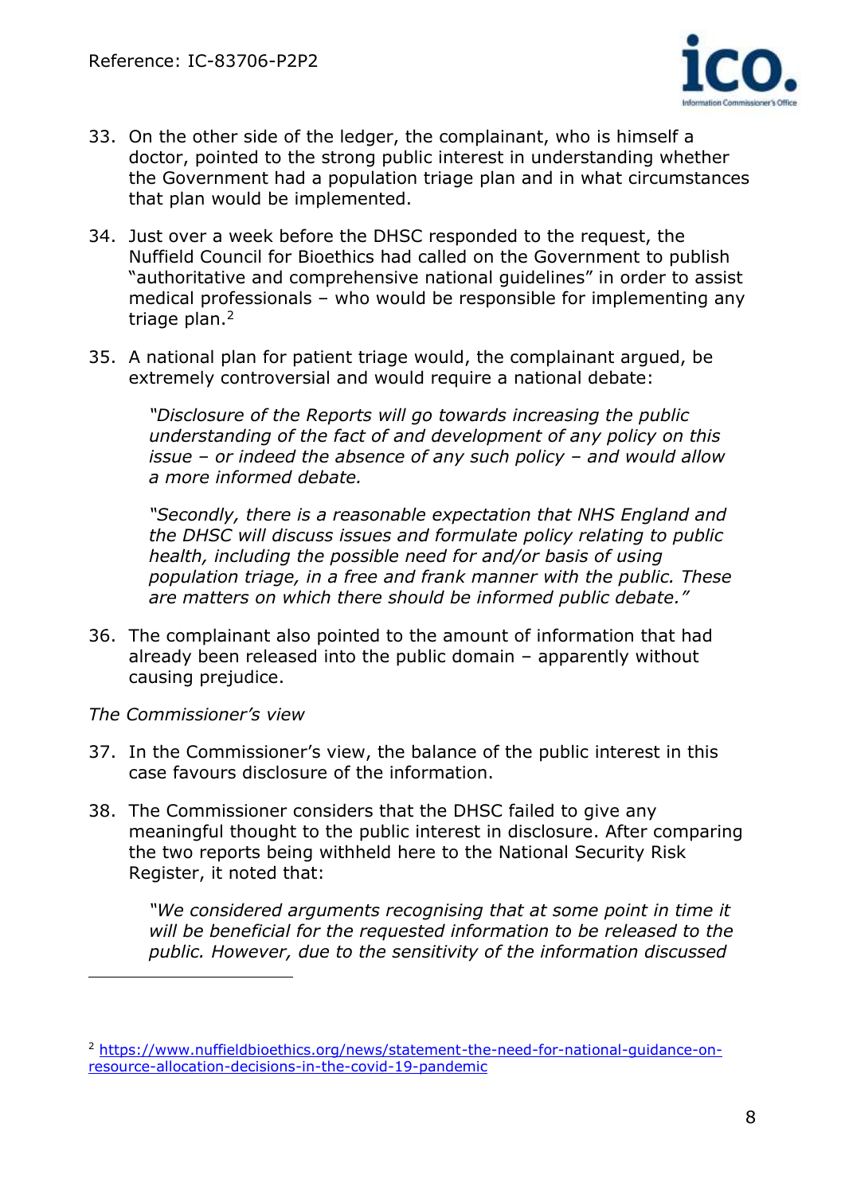33. On the other side of the ledger, the complainant, who is himself a doctor, pointed to the strong public interest in understanding whether the Government had a population triage plan and in what circumstances that plan would be implemented.

34. Just over a week before the DHSC responded to the request, the Nuffield Council for Bioethics had called on the Government to publish "authoritative and comprehensive national guidelines" in order to assist medical professionals – who would be responsible for implementing any triage plan.[2]

35. A national plan for patient triage would, the complainant argued, be extremely controversial and would require a national debate:

> *"Disclosure of the Reports will go towards increasing the public understanding of the fact of and development of any policy on this issue – or indeed the absence of any such policy – and would allow a more informed debate.*
>
> *"Secondly, there is a reasonable expectation that NHS England and the DHSC will discuss issues and formulate policy relating to public health, including the possible need for and/or basis of using population triage, in a free and frank manner with the public. These are matters on which there should be informed public debate."*

36. The complainant also pointed to the amount of information that had already been released into the public domain – apparently without causing prejudice.

*The Commissioner's view*

37. In the Commissioner's view, the balance of the public interest in this case favours disclosure of the information.

38. The Commissioner considers that the DHSC failed to give any meaningful thought to the public interest in disclosure. After comparing the two reports being withheld here to the National Security Risk Register, it noted that:

> *"We considered arguments recognising that at some point in time it will be beneficial for the requested information to be released to the public. However, due to the sensitivity of the information discussed*

---

[2] https://www.nuffieldbioethics.org/news/statement-the-need-for-national-guidance-on-resource-allocation-decisions-in-the-covid-19-pandemic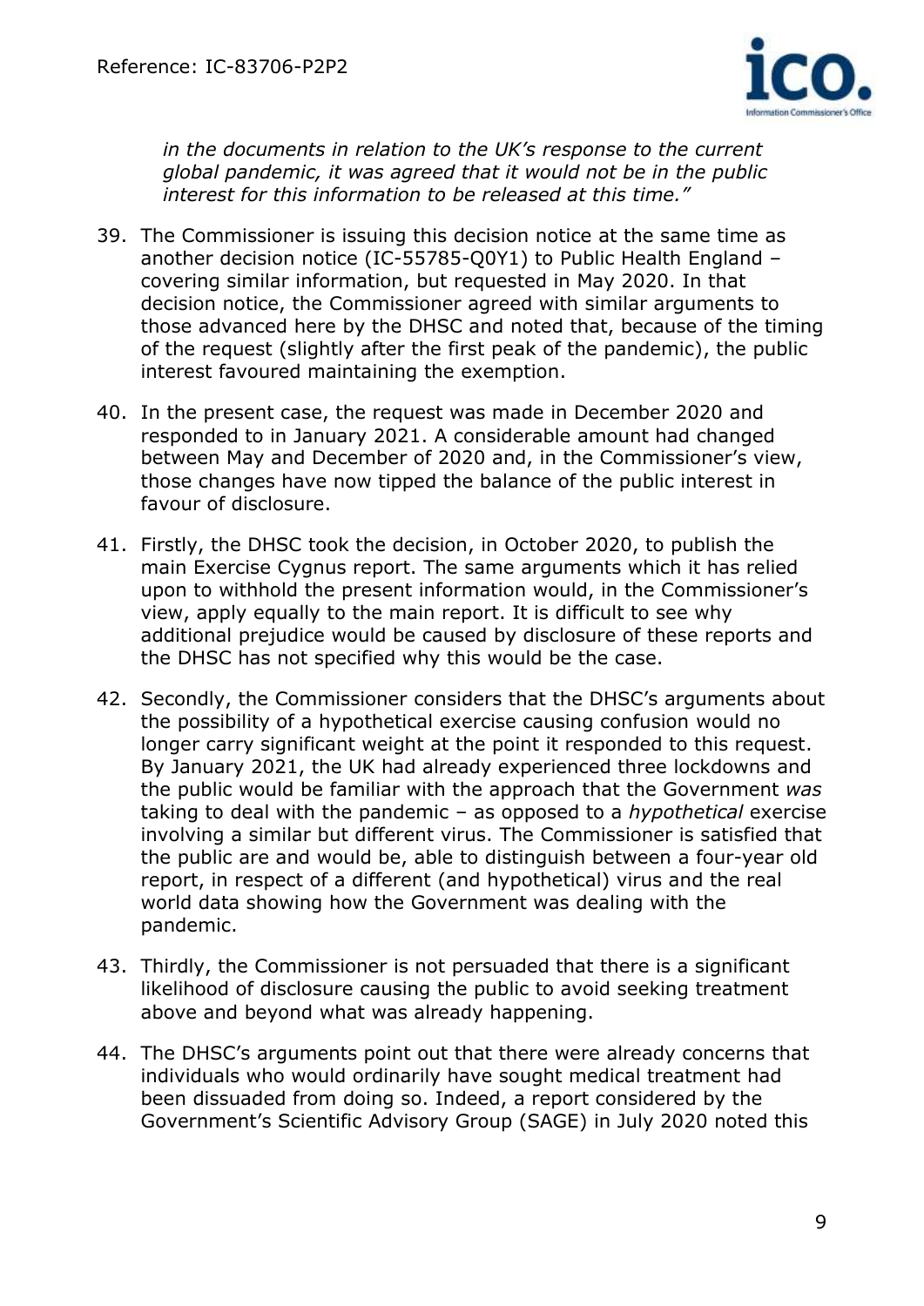*in the documents in relation to the UK's response to the current global pandemic, it was agreed that it would not be in the public interest for this information to be released at this time."*

39. The Commissioner is issuing this decision notice at the same time as another decision notice (IC-55785-Q0Y1) to Public Health England – covering similar information, but requested in May 2020. In that decision notice, the Commissioner agreed with similar arguments to those advanced here by the DHSC and noted that, because of the timing of the request (slightly after the first peak of the pandemic), the public interest favoured maintaining the exemption.

40. In the present case, the request was made in December 2020 and responded to in January 2021. A considerable amount had changed between May and December of 2020 and, in the Commissioner's view, those changes have now tipped the balance of the public interest in favour of disclosure.

41. Firstly, the DHSC took the decision, in October 2020, to publish the main Exercise Cygnus report. The same arguments which it has relied upon to withhold the present information would, in the Commissioner's view, apply equally to the main report. It is difficult to see why additional prejudice would be caused by disclosure of these reports and the DHSC has not specified why this would be the case.

42. Secondly, the Commissioner considers that the DHSC's arguments about the possibility of a hypothetical exercise causing confusion would no longer carry significant weight at the point it responded to this request. By January 2021, the UK had already experienced three lockdowns and the public would be familiar with the approach that the Government *was* taking to deal with the pandemic – as opposed to a *hypothetical* exercise involving a similar but different virus. The Commissioner is satisfied that the public are and would be, able to distinguish between a four-year old report, in respect of a different (and hypothetical) virus and the real world data showing how the Government was dealing with the pandemic.

43. Thirdly, the Commissioner is not persuaded that there is a significant likelihood of disclosure causing the public to avoid seeking treatment above and beyond what was already happening.

44. The DHSC's arguments point out that there were already concerns that individuals who would ordinarily have sought medical treatment had been dissuaded from doing so. Indeed, a report considered by the Government's Scientific Advisory Group (SAGE) in July 2020 noted this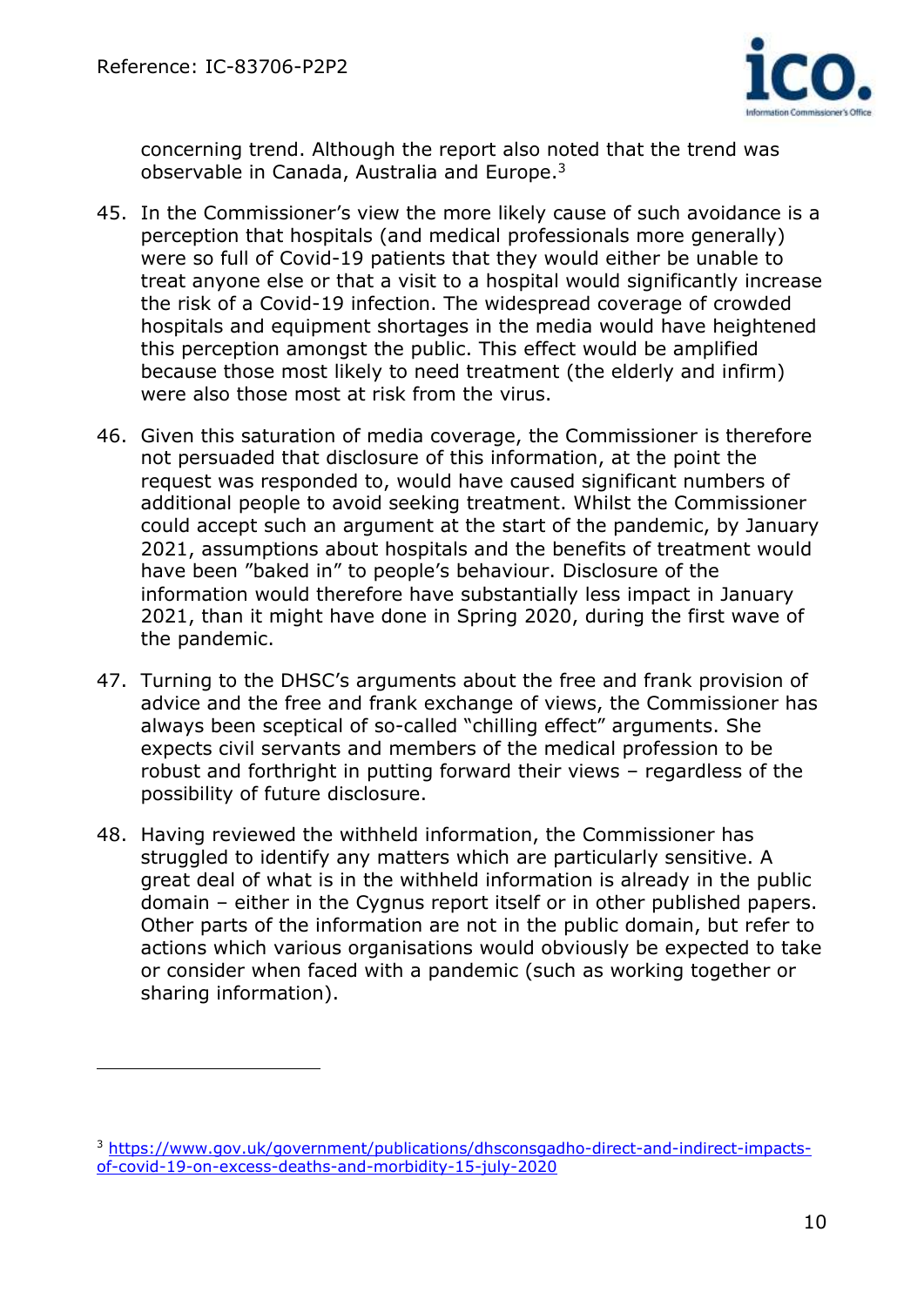concerning trend. Although the report also noted that the trend was observable in Canada, Australia and Europe.[3]

45. In the Commissioner's view the more likely cause of such avoidance is a perception that hospitals (and medical professionals more generally) were so full of Covid-19 patients that they would either be unable to treat anyone else or that a visit to a hospital would significantly increase the risk of a Covid-19 infection. The widespread coverage of crowded hospitals and equipment shortages in the media would have heightened this perception amongst the public. This effect would be amplified because those most likely to need treatment (the elderly and infirm) were also those most at risk from the virus.

46. Given this saturation of media coverage, the Commissioner is therefore not persuaded that disclosure of this information, at the point the request was responded to, would have caused significant numbers of additional people to avoid seeking treatment. Whilst the Commissioner could accept such an argument at the start of the pandemic, by January 2021, assumptions about hospitals and the benefits of treatment would have been "baked in" to people's behaviour. Disclosure of the information would therefore have substantially less impact in January 2021, than it might have done in Spring 2020, during the first wave of the pandemic.

47. Turning to the DHSC's arguments about the free and frank provision of advice and the free and frank exchange of views, the Commissioner has always been sceptical of so-called "chilling effect" arguments. She expects civil servants and members of the medical profession to be robust and forthright in putting forward their views – regardless of the possibility of future disclosure.

48. Having reviewed the withheld information, the Commissioner has struggled to identify any matters which are particularly sensitive. A great deal of what is in the withheld information is already in the public domain – either in the Cygnus report itself or in other published papers. Other parts of the information are not in the public domain, but refer to actions which various organisations would obviously be expected to take or consider when faced with a pandemic (such as working together or sharing information).

---

[3] https://www.gov.uk/government/publications/dhsconsgadho-direct-and-indirect-impacts-of-covid-19-on-excess-deaths-and-morbidity-15-july-2020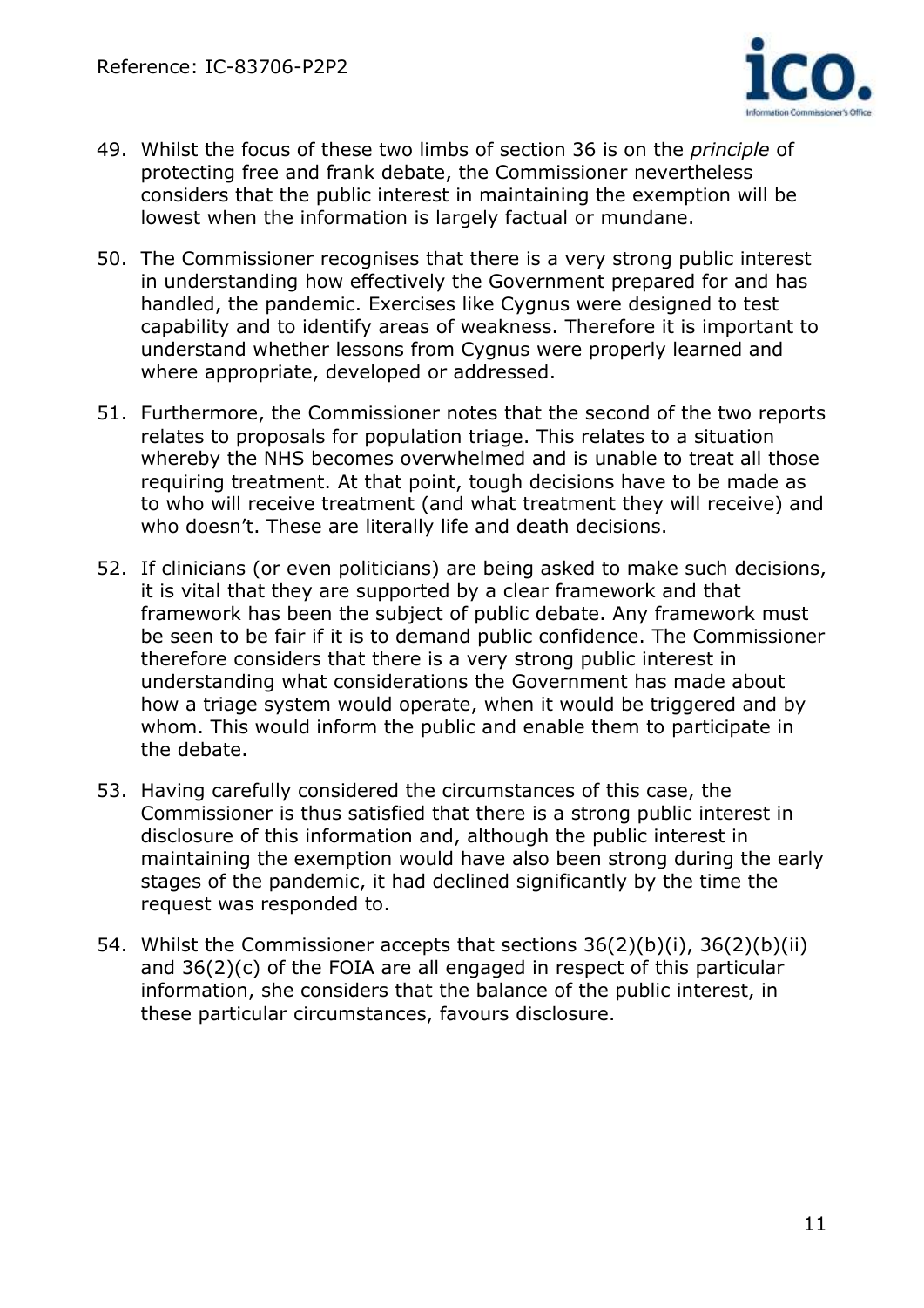49. Whilst the focus of these two limbs of section 36 is on the *principle* of protecting free and frank debate, the Commissioner nevertheless considers that the public interest in maintaining the exemption will be lowest when the information is largely factual or mundane.

50. The Commissioner recognises that there is a very strong public interest in understanding how effectively the Government prepared for and has handled, the pandemic. Exercises like Cygnus were designed to test capability and to identify areas of weakness. Therefore it is important to understand whether lessons from Cygnus were properly learned and where appropriate, developed or addressed.

51. Furthermore, the Commissioner notes that the second of the two reports relates to proposals for population triage. This relates to a situation whereby the NHS becomes overwhelmed and is unable to treat all those requiring treatment. At that point, tough decisions have to be made as to who will receive treatment (and what treatment they will receive) and who doesn't. These are literally life and death decisions.

52. If clinicians (or even politicians) are being asked to make such decisions, it is vital that they are supported by a clear framework and that framework has been the subject of public debate. Any framework must be seen to be fair if it is to demand public confidence. The Commissioner therefore considers that there is a very strong public interest in understanding what considerations the Government has made about how a triage system would operate, when it would be triggered and by whom. This would inform the public and enable them to participate in the debate.

53. Having carefully considered the circumstances of this case, the Commissioner is thus satisfied that there is a strong public interest in disclosure of this information and, although the public interest in maintaining the exemption would have also been strong during the early stages of the pandemic, it had declined significantly by the time the request was responded to.

54. Whilst the Commissioner accepts that sections 36(2)(b)(i), 36(2)(b)(ii) and 36(2)(c) of the FOIA are all engaged in respect of this particular information, she considers that the balance of the public interest, in these particular circumstances, favours disclosure.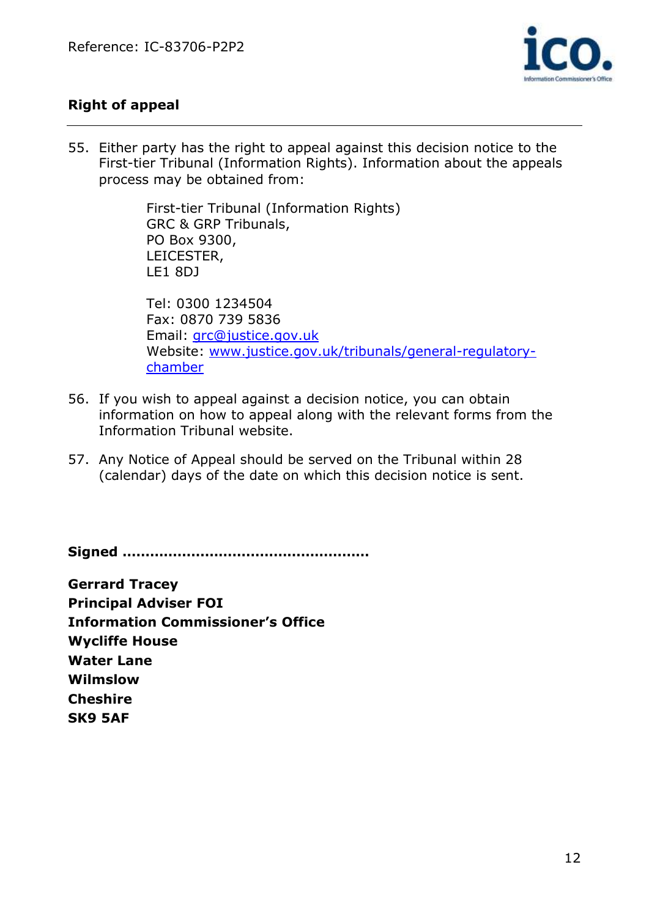## Right of appeal

55. Either party has the right to appeal against this decision notice to the First-tier Tribunal (Information Rights). Information about the appeals process may be obtained from:

    First-tier Tribunal (Information Rights)
    GRC & GRP Tribunals,
    PO Box 9300,
    LEICESTER,
    LE1 8DJ

    Tel: 0300 1234504
    Fax: 0870 739 5836
    Email: grc@justice.gov.uk
    Website: www.justice.gov.uk/tribunals/general-regulatory-chamber

56. If you wish to appeal against a decision notice, you can obtain information on how to appeal along with the relevant forms from the Information Tribunal website.

57. Any Notice of Appeal should be served on the Tribunal within 28 (calendar) days of the date on which this decision notice is sent.

**Signed ………………………………………………**

**Gerrard Tracey**
**Principal Adviser FOI**
**Information Commissioner's Office**
**Wycliffe House**
**Water Lane**
**Wilmslow**
**Cheshire**
**SK9 5AF**